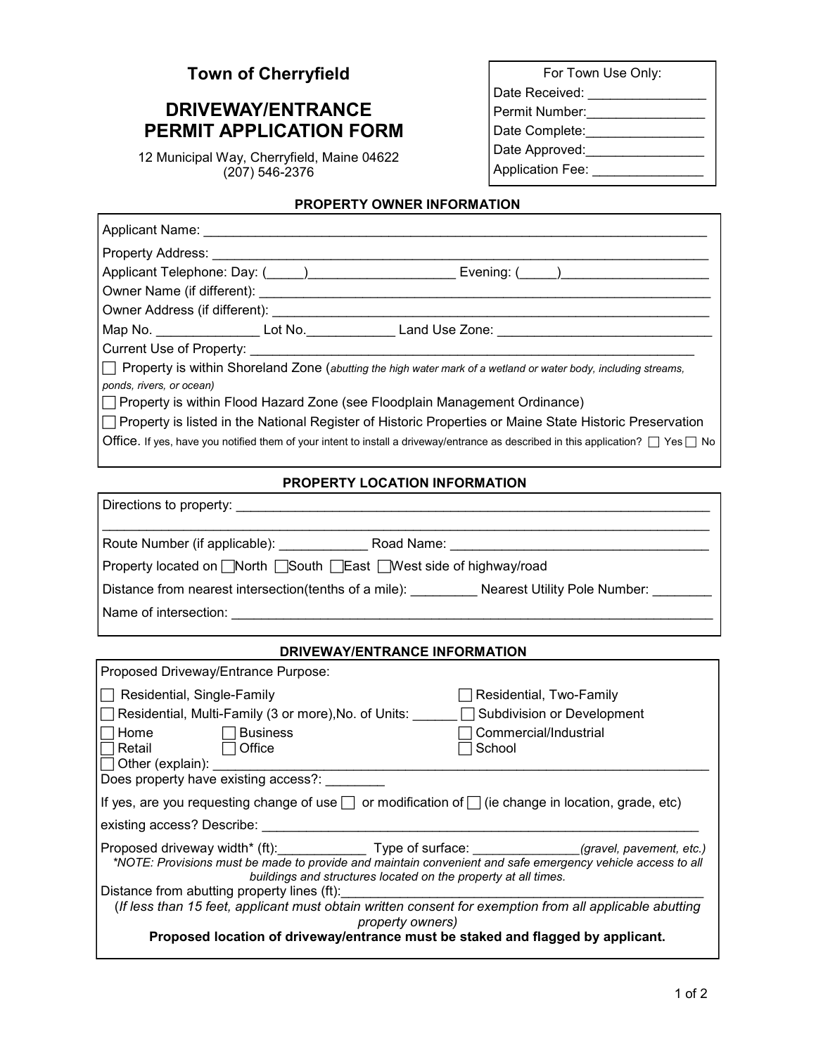# Town of Cherryfield

## DRIVEWAY/ENTRANCE PERMIT APPLICATION FORM

12 Municipal Way, Cherryfield, Maine 04622
(207) 546-2376

For Town Use Only:
Date Received: ________________
Permit Number: ________________
Date Complete: ________________
Date Approved: ________________
Application Fee: _______________

### PROPERTY OWNER INFORMATION

Applicant Name: ______________________________________________________________________

Property Address: _____________________________________________________________________

Applicant Telephone: Day: (_____)____________________ Evening: (_____)____________________

Owner Name (if different): _______________________________________________________________

Owner Address (if different): _____________________________________________________________

Map No. ______________ Lot No.____________ Land Use Zone: ______________________________

Current Use of Property: _________________________________________________________

☐ Property is within Shoreland Zone (*abutting the high water mark of a wetland or water body, including streams, ponds, rivers, or ocean)*

☐ Property is within Flood Hazard Zone (see Floodplain Management Ordinance)

☐ Property is listed in the National Register of Historic Properties or Maine State Historic Preservation Office. If yes, have you notified them of your intent to install a driveway/entrance as described in this application? ☐ Yes ☐ No

### PROPERTY LOCATION INFORMATION

Directions to property: _________________________________________________________________

_____________________________________________________________________________________

Route Number (if applicable): ____________ Road Name: ___________________________________

Property located on ☐North ☐South ☐East ☐West side of highway/road

Distance from nearest intersection(tenths of a mile): _________ Nearest Utility Pole Number: ________

Name of intersection: ___________________________________________________________________

### DRIVEWAY/ENTRANCE INFORMATION

Proposed Driveway/Entrance Purpose:

☐ Residential, Single-Family
☐ Residential, Two-Family
☐ Residential, Multi-Family (3 or more), No. of Units: ______
☐ Subdivision or Development
☐ Home
☐ Business
☐ Commercial/Industrial
☐ Retail
☐ Office
☐ School
☐ Other (explain): ____________________________________________________________________

Does property have existing access?: ________

If yes, are you requesting change of use ☐ or modification of ☐ (ie change in location, grade, etc) existing access? Describe: ___________________________________________________________

Proposed driveway width* (ft):____________ Type of surface: ______________*(gravel, pavement, etc.)*

**NOTE: Provisions must be made to provide and maintain convenient and safe emergency vehicle access to all buildings and structures located on the property at all times.*

Distance from abutting property lines (ft):_________________________________________________

(*If less than 15 feet, applicant must obtain written consent for exemption from all applicable abutting property owners)*

**Proposed location of driveway/entrance must be staked and flagged by applicant.**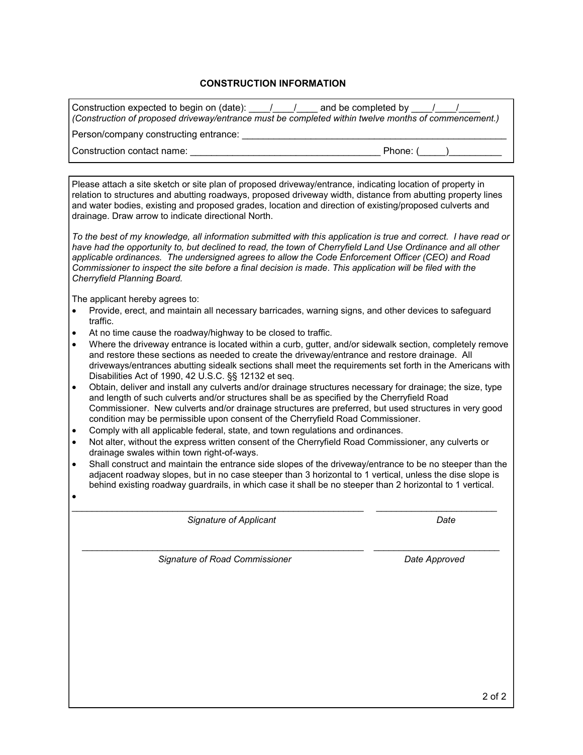## CONSTRUCTION INFORMATION

Construction expected to begin on (date): ____/____/____ and be completed by ____/____/____
*(Construction of proposed driveway/entrance must be completed within twelve months of commencement.)*

Person/company constructing entrance: ____________________________________________________

Construction contact name: ____________________________________ Phone: (_____)__________

Please attach a site sketch or site plan of proposed driveway/entrance, indicating location of property in relation to structures and abutting roadways, proposed driveway width, distance from abutting property lines and water bodies, existing and proposed grades, location and direction of existing/proposed culverts and drainage. Draw arrow to indicate directional North.

*To the best of my knowledge, all information submitted with this application is true and correct. I have read or have had the opportunity to, but declined to read, the town of Cherryfield Land Use Ordinance and all other applicable ordinances. The undersigned agrees to allow the Code Enforcement Officer (CEO) and Road Commissioner to inspect the site before a final decision is made. This application will be filed with the Cherryfield Planning Board.*

The applicant hereby agrees to:

- Provide, erect, and maintain all necessary barricades, warning signs, and other devices to safeguard traffic.
- At no time cause the roadway/highway to be closed to traffic.
- Where the driveway entrance is located within a curb, gutter, and/or sidewalk section, completely remove and restore these sections as needed to create the driveway/entrance and restore drainage. All driveways/entrances abutting sidealk sections shall meet the requirements set forth in the Americans with Disabilities Act of 1990, 42 U.S.C. §§ 12132 et seq.
- Obtain, deliver and install any culverts and/or drainage structures necessary for drainage; the size, type and length of such culverts and/or structures shall be as specified by the Cherryfield Road Commissioner. New culverts and/or drainage structures are preferred, but used structures in very good condition may be permissible upon consent of the Cherryfield Road Commissioner.
- Comply with all applicable federal, state, and town regulations and ordinances.
- Not alter, without the express written consent of the Cherryfield Road Commissioner, any culverts or drainage swales within town right-of-ways.
- Shall construct and maintain the entrance side slopes of the driveway/entrance to be no steeper than the adjacent roadway slopes, but in no case steeper than 3 horizontal to 1 vertical, unless the dise slope is behind existing roadway guardrails, in which case it shall be no steeper than 2 horizontal to 1 vertical.
- 

____________________________________________________________ ________________________
*Signature of Applicant* *Date*

____________________________________________________________ ________________________
*Signature of Road Commissioner* *Date Approved*